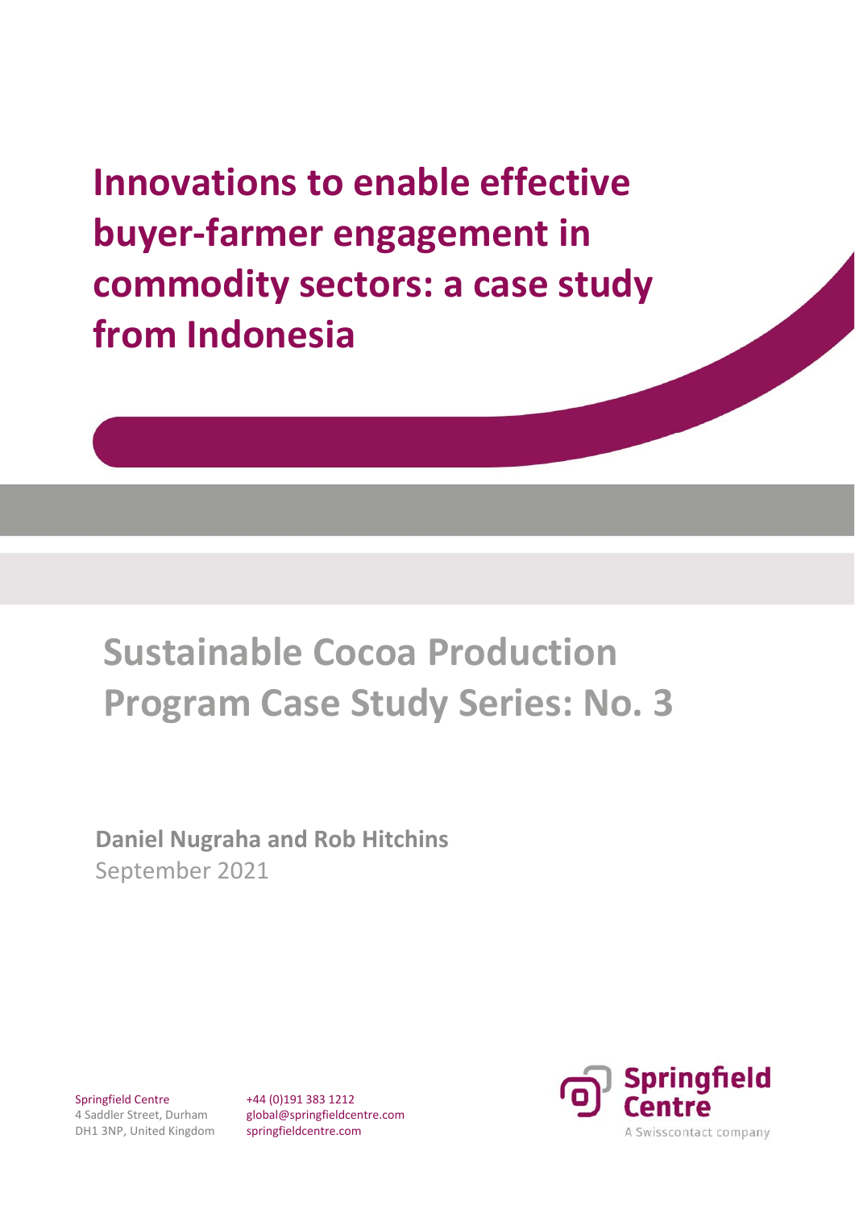# Innovations to enable effective buyer-farmer engagement in commodity sectors: a case study from Indonesia

## Sustainable Cocoa Production Program Case Study Series: No. 3

**Daniel Nugraha and Rob Hitchins**

September 2021

Springfield Centre
4 Saddler Street, Durham
DH1 3NP, United Kingdom

+44 (0)191 383 1212
global@springfieldcentre.com
springfieldcentre.com

Springfield Centre
A Swisscontact company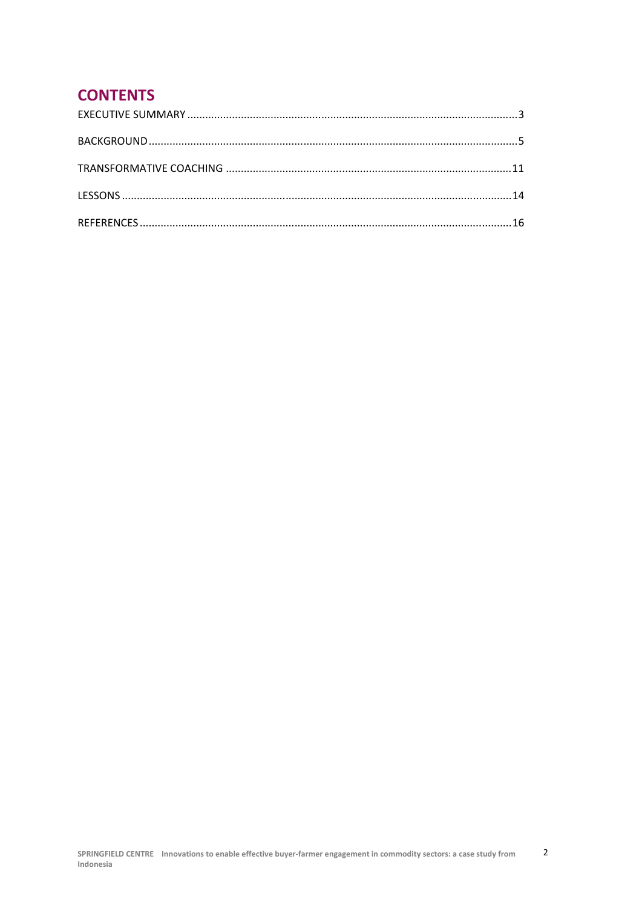# CONTENTS

EXECUTIVE SUMMARY ............................................................................................................3

BACKGROUND..........................................................................................................................5

TRANSFORMATIVE COACHING ...............................................................................................11

LESSONS .................................................................................................................................14

REFERENCES...........................................................................................................................16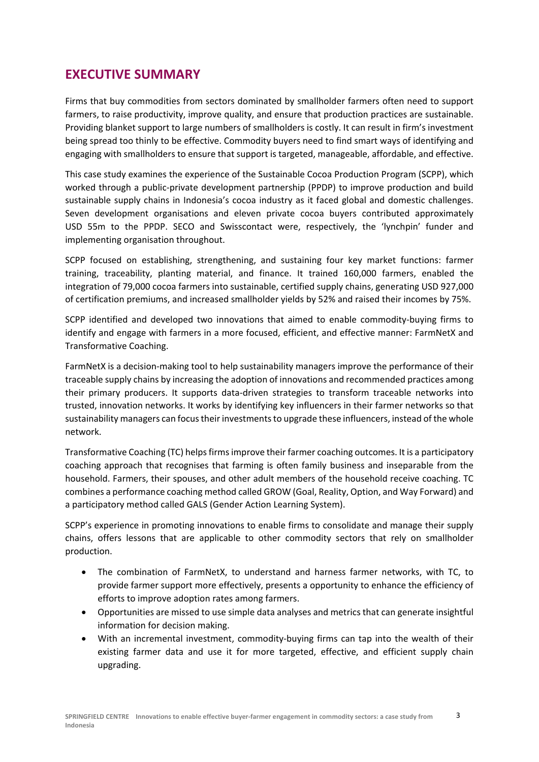## EXECUTIVE SUMMARY

Firms that buy commodities from sectors dominated by smallholder farmers often need to support farmers, to raise productivity, improve quality, and ensure that production practices are sustainable. Providing blanket support to large numbers of smallholders is costly. It can result in firm's investment being spread too thinly to be effective. Commodity buyers need to find smart ways of identifying and engaging with smallholders to ensure that support is targeted, manageable, affordable, and effective.

This case study examines the experience of the Sustainable Cocoa Production Program (SCPP), which worked through a public-private development partnership (PPDP) to improve production and build sustainable supply chains in Indonesia's cocoa industry as it faced global and domestic challenges. Seven development organisations and eleven private cocoa buyers contributed approximately USD 55m to the PPDP. SECO and Swisscontact were, respectively, the 'lynchpin' funder and implementing organisation throughout.

SCPP focused on establishing, strengthening, and sustaining four key market functions: farmer training, traceability, planting material, and finance. It trained 160,000 farmers, enabled the integration of 79,000 cocoa farmers into sustainable, certified supply chains, generating USD 927,000 of certification premiums, and increased smallholder yields by 52% and raised their incomes by 75%.

SCPP identified and developed two innovations that aimed to enable commodity-buying firms to identify and engage with farmers in a more focused, efficient, and effective manner: FarmNetX and Transformative Coaching.

FarmNetX is a decision-making tool to help sustainability managers improve the performance of their traceable supply chains by increasing the adoption of innovations and recommended practices among their primary producers. It supports data-driven strategies to transform traceable networks into trusted, innovation networks. It works by identifying key influencers in their farmer networks so that sustainability managers can focus their investments to upgrade these influencers, instead of the whole network.

Transformative Coaching (TC) helps firms improve their farmer coaching outcomes. It is a participatory coaching approach that recognises that farming is often family business and inseparable from the household. Farmers, their spouses, and other adult members of the household receive coaching. TC combines a performance coaching method called GROW (Goal, Reality, Option, and Way Forward) and a participatory method called GALS (Gender Action Learning System).

SCPP's experience in promoting innovations to enable firms to consolidate and manage their supply chains, offers lessons that are applicable to other commodity sectors that rely on smallholder production.

- The combination of FarmNetX, to understand and harness farmer networks, with TC, to provide farmer support more effectively, presents a opportunity to enhance the efficiency of efforts to improve adoption rates among farmers.
- Opportunities are missed to use simple data analyses and metrics that can generate insightful information for decision making.
- With an incremental investment, commodity-buying firms can tap into the wealth of their existing farmer data and use it for more targeted, effective, and efficient supply chain upgrading.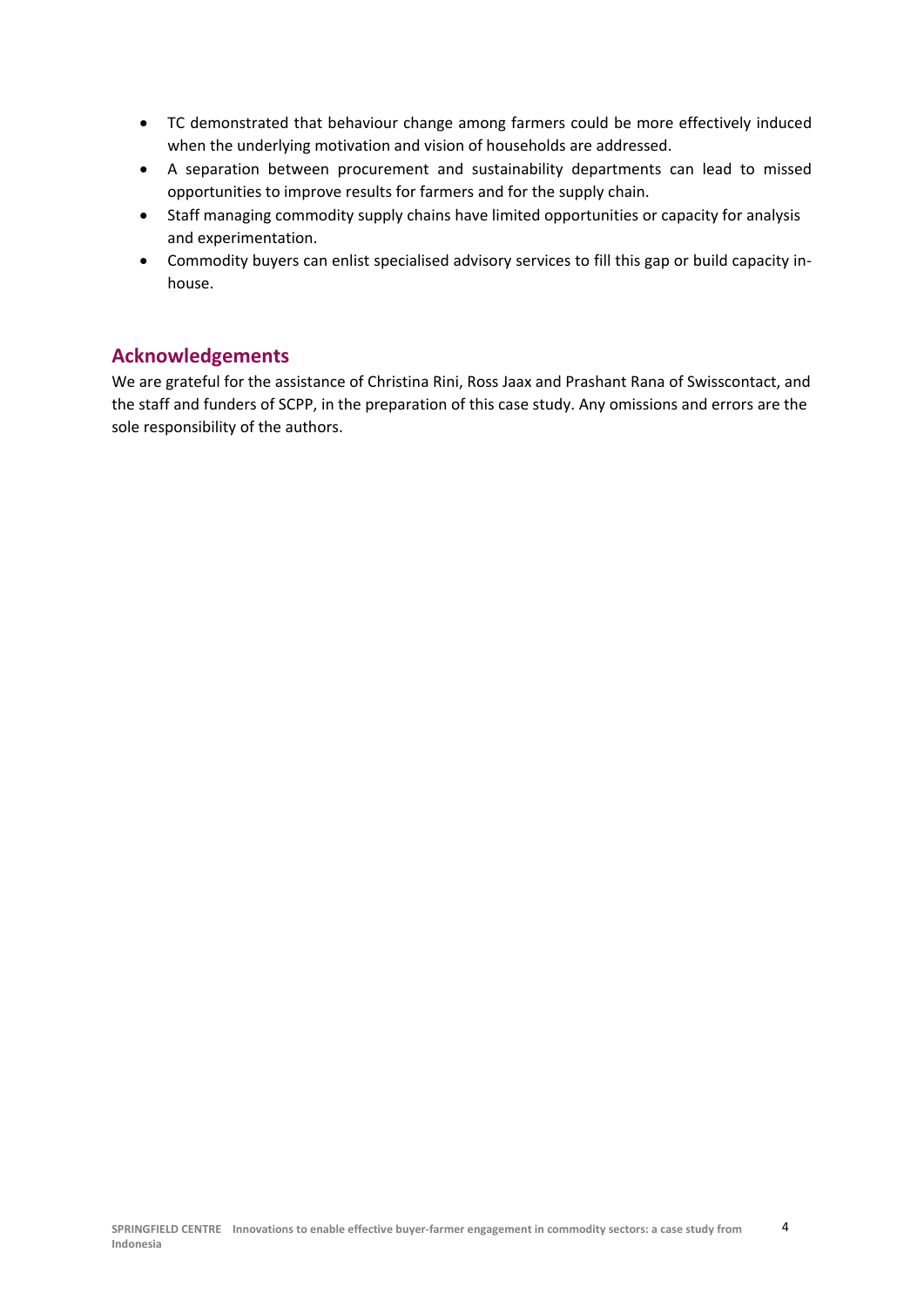- TC demonstrated that behaviour change among farmers could be more effectively induced when the underlying motivation and vision of households are addressed.
- A separation between procurement and sustainability departments can lead to missed opportunities to improve results for farmers and for the supply chain.
- Staff managing commodity supply chains have limited opportunities or capacity for analysis and experimentation.
- Commodity buyers can enlist specialised advisory services to fill this gap or build capacity in-house.

## Acknowledgements

We are grateful for the assistance of Christina Rini, Ross Jaax and Prashant Rana of Swisscontact, and the staff and funders of SCPP, in the preparation of this case study. Any omissions and errors are the sole responsibility of the authors.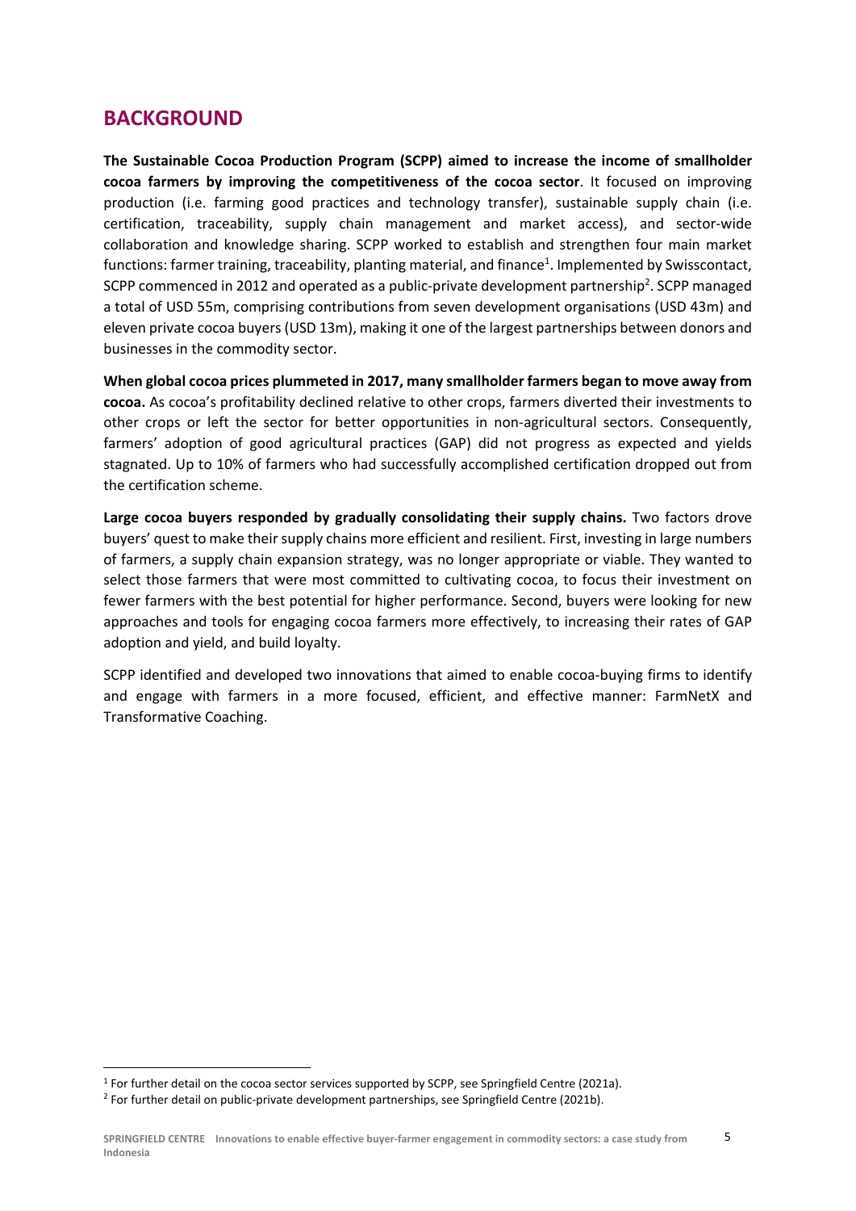## BACKGROUND

**The Sustainable Cocoa Production Program (SCPP) aimed to increase the income of smallholder cocoa farmers by improving the competitiveness of the cocoa sector**. It focused on improving production (i.e. farming good practices and technology transfer), sustainable supply chain (i.e. certification, traceability, supply chain management and market access), and sector-wide collaboration and knowledge sharing. SCPP worked to establish and strengthen four main market functions: farmer training, traceability, planting material, and finance[1]. Implemented by Swisscontact, SCPP commenced in 2012 and operated as a public-private development partnership[2]. SCPP managed a total of USD 55m, comprising contributions from seven development organisations (USD 43m) and eleven private cocoa buyers (USD 13m), making it one of the largest partnerships between donors and businesses in the commodity sector.

**When global cocoa prices plummeted in 2017, many smallholder farmers began to move away from cocoa.** As cocoa's profitability declined relative to other crops, farmers diverted their investments to other crops or left the sector for better opportunities in non-agricultural sectors. Consequently, farmers' adoption of good agricultural practices (GAP) did not progress as expected and yields stagnated. Up to 10% of farmers who had successfully accomplished certification dropped out from the certification scheme.

**Large cocoa buyers responded by gradually consolidating their supply chains.** Two factors drove buyers' quest to make their supply chains more efficient and resilient. First, investing in large numbers of farmers, a supply chain expansion strategy, was no longer appropriate or viable. They wanted to select those farmers that were most committed to cultivating cocoa, to focus their investment on fewer farmers with the best potential for higher performance. Second, buyers were looking for new approaches and tools for engaging cocoa farmers more effectively, to increasing their rates of GAP adoption and yield, and build loyalty.

SCPP identified and developed two innovations that aimed to enable cocoa-buying firms to identify and engage with farmers in a more focused, efficient, and effective manner: FarmNetX and Transformative Coaching.

---

[1] For further detail on the cocoa sector services supported by SCPP, see Springfield Centre (2021a).

[2] For further detail on public-private development partnerships, see Springfield Centre (2021b).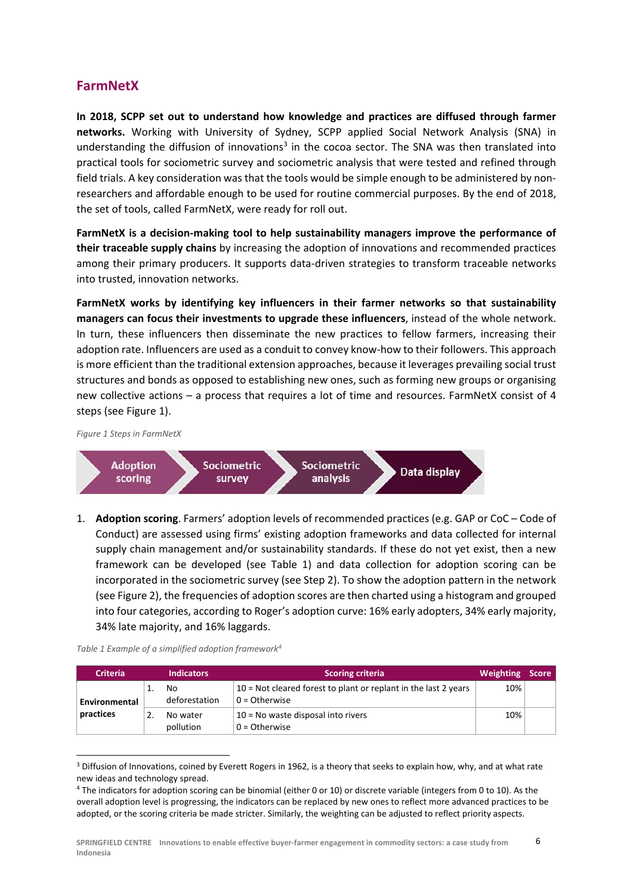## FarmNetX

**In 2018, SCPP set out to understand how knowledge and practices are diffused through farmer networks.** Working with University of Sydney, SCPP applied Social Network Analysis (SNA) in understanding the diffusion of innovations[3] in the cocoa sector. The SNA was then translated into practical tools for sociometric survey and sociometric analysis that were tested and refined through field trials. A key consideration was that the tools would be simple enough to be administered by non-researchers and affordable enough to be used for routine commercial purposes. By the end of 2018, the set of tools, called FarmNetX, were ready for roll out.

**FarmNetX is a decision-making tool to help sustainability managers improve the performance of their traceable supply chains** by increasing the adoption of innovations and recommended practices among their primary producers. It supports data-driven strategies to transform traceable networks into trusted, innovation networks.

**FarmNetX works by identifying key influencers in their farmer networks so that sustainability managers can focus their investments to upgrade these influencers**, instead of the whole network. In turn, these influencers then disseminate the new practices to fellow farmers, increasing their adoption rate. Influencers are used as a conduit to convey know-how to their followers. This approach is more efficient than the traditional extension approaches, because it leverages prevailing social trust structures and bonds as opposed to establishing new ones, such as forming new groups or organising new collective actions – a process that requires a lot of time and resources. FarmNetX consist of 4 steps (see Figure 1).

*Figure 1 Steps in FarmNetX*

Adoption scoring → Sociometric survey → Sociometric analysis → Data display

1. **Adoption scoring**. Farmers' adoption levels of recommended practices (e.g. GAP or CoC – Code of Conduct) are assessed using firms' existing adoption frameworks and data collected for internal supply chain management and/or sustainability standards. If these do not yet exist, then a new framework can be developed (see Table 1) and data collection for adoption scoring can be incorporated in the sociometric survey (see Step 2). To show the adoption pattern in the network (see Figure 2), the frequencies of adoption scores are then charted using a histogram and grouped into four categories, according to Roger's adoption curve: 16% early adopters, 34% early majority, 34% late majority, and 16% laggards.

*Table 1 Example of a simplified adoption framework[4]*

| Criteria | Indicators | Scoring criteria | Weighting | Score |
|---|---|---|---|---|
| Environmental practices | 1. No deforestation | 10 = Not cleared forest to plant or replant in the last 2 years<br>0 = Otherwise | 10% | |
| | 2. No water pollution | 10 = No waste disposal into rivers<br>0 = Otherwise | 10% | |

[3] Diffusion of Innovations, coined by Everett Rogers in 1962, is a theory that seeks to explain how, why, and at what rate new ideas and technology spread.

[4] The indicators for adoption scoring can be binomial (either 0 or 10) or discrete variable (integers from 0 to 10). As the overall adoption level is progressing, the indicators can be replaced by new ones to reflect more advanced practices to be adopted, or the scoring criteria be made stricter. Similarly, the weighting can be adjusted to reflect priority aspects.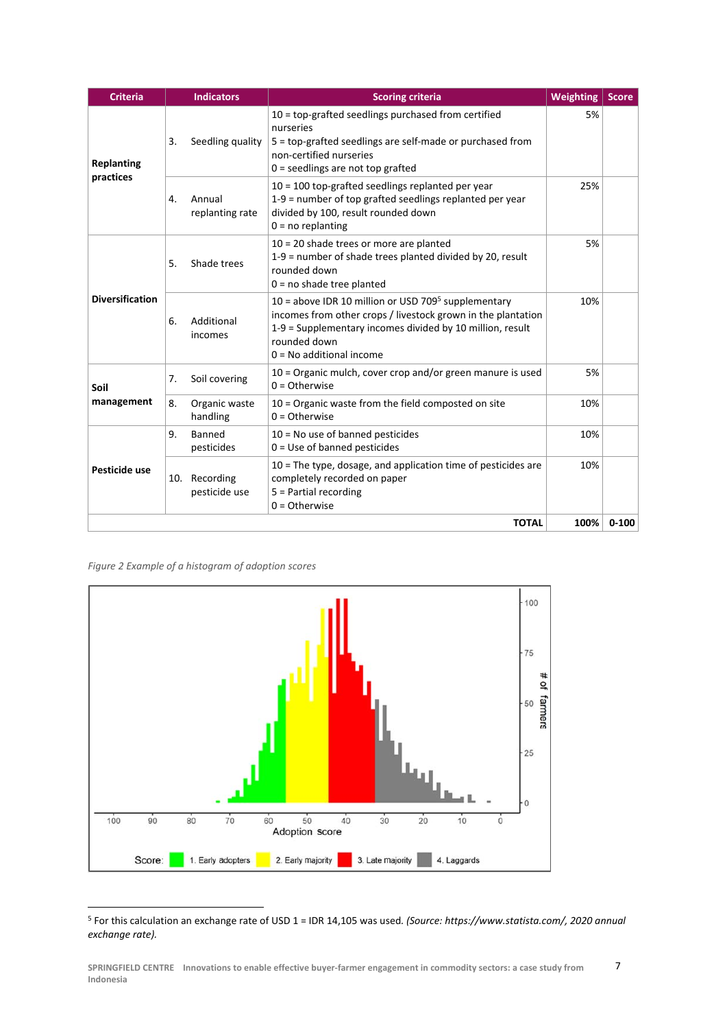| Criteria | Indicators | Scoring criteria | Weighting | Score |
|---|---|---|---|---|
| Replanting practices | 3. Seedling quality | 10 = top-grafted seedlings purchased from certified nurseries<br>5 = top-grafted seedlings are self-made or purchased from non-certified nurseries<br>0 = seedlings are not top grafted | 5% | |
| | 4. Annual replanting rate | 10 = 100 top-grafted seedlings replanted per year<br>1-9 = number of top grafted seedlings replanted per year divided by 100, result rounded down<br>0 = no replanting | 25% | |
| Diversification | 5. Shade trees | 10 = 20 shade trees or more are planted<br>1-9 = number of shade trees planted divided by 20, result rounded down<br>0 = no shade tree planted | 5% | |
| | 6. Additional incomes | 10 = above IDR 10 million or USD 709[5] supplementary incomes from other crops / livestock grown in the plantation<br>1-9 = Supplementary incomes divided by 10 million, result rounded down<br>0 = No additional income | 10% | |
| Soil management | 7. Soil covering | 10 = Organic mulch, cover crop and/or green manure is used<br>0 = Otherwise | 5% | |
| | 8. Organic waste handling | 10 = Organic waste from the field composted on site<br>0 = Otherwise | 10% | |
| Pesticide use | 9. Banned pesticides | 10 = No use of banned pesticides<br>0 = Use of banned pesticides | 10% | |
| | 10. Recording pesticide use | 10 = The type, dosage, and application time of pesticides are completely recorded on paper<br>5 = Partial recording<br>0 = Otherwise | 10% | |
| | | **TOTAL** | **100%** | **0-100** |

*Figure 2 Example of a histogram of adoption scores*

[5] For this calculation an exchange rate of USD 1 = IDR 14,105 was used. *(Source: https://www.statista.com/, 2020 annual exchange rate).*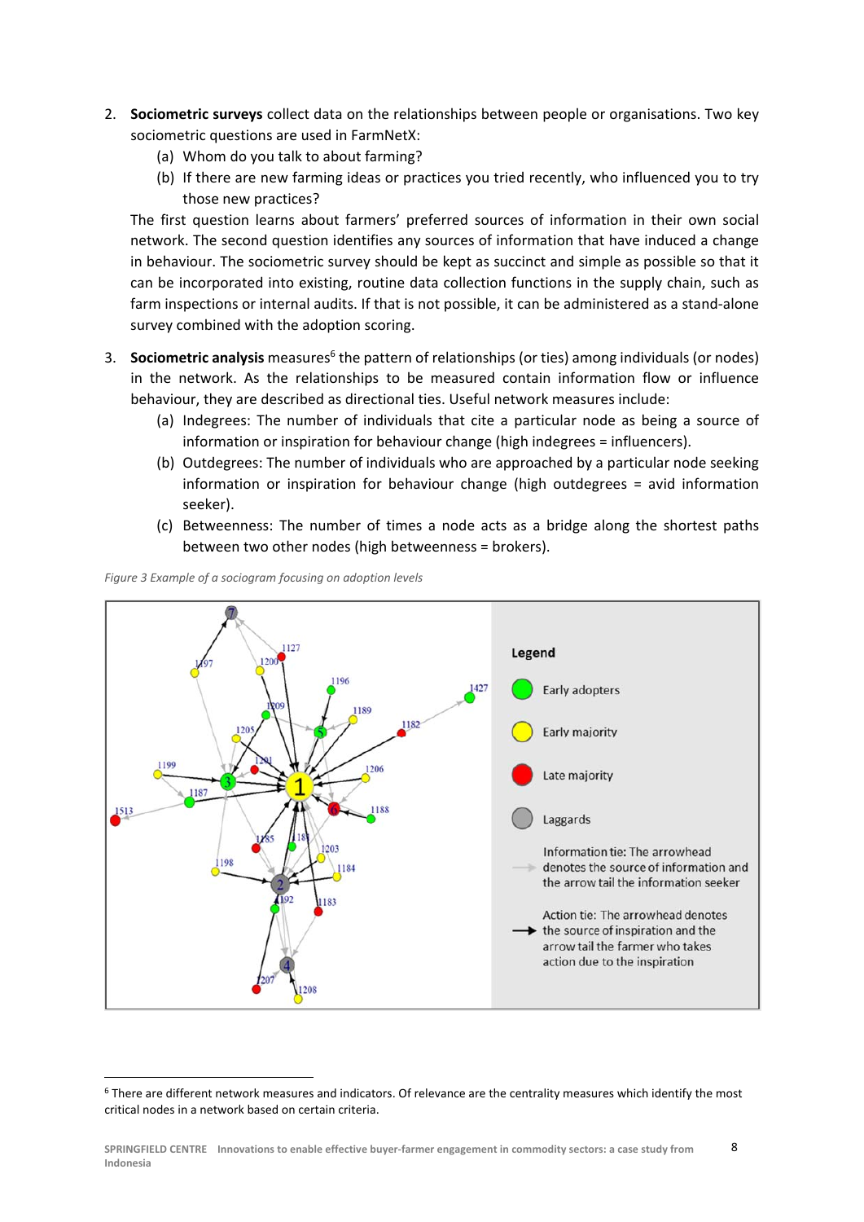2. **Sociometric surveys** collect data on the relationships between people or organisations. Two key sociometric questions are used in FarmNetX:
   (a) Whom do you talk to about farming?
   (b) If there are new farming ideas or practices you tried recently, who influenced you to try those new practices?

   The first question learns about farmers' preferred sources of information in their own social network. The second question identifies any sources of information that have induced a change in behaviour. The sociometric survey should be kept as succinct and simple as possible so that it can be incorporated into existing, routine data collection functions in the supply chain, such as farm inspections or internal audits. If that is not possible, it can be administered as a stand-alone survey combined with the adoption scoring.

3. **Sociometric analysis** measures[6] the pattern of relationships (or ties) among individuals (or nodes) in the network. As the relationships to be measured contain information flow or influence behaviour, they are described as directional ties. Useful network measures include:
   (a) Indegrees: The number of individuals that cite a particular node as being a source of information or inspiration for behaviour change (high indegrees = influencers).
   (b) Outdegrees: The number of individuals who are approached by a particular node seeking information or inspiration for behaviour change (high outdegrees = avid information seeker).
   (c) Betweenness: The number of times a node acts as a bridge along the shortest paths between two other nodes (high betweenness = brokers).

*Figure 3 Example of a sociogram focusing on adoption levels*

Legend

- Early adopters
- Early majority
- Late majority
- Laggards
- Information tie: The arrowhead denotes the source of information and the arrow tail the information seeker
- Action tie: The arrowhead denotes the source of inspiration and the arrow tail the farmer who takes action due to the inspiration

---

[6] There are different network measures and indicators. Of relevance are the centrality measures which identify the most critical nodes in a network based on certain criteria.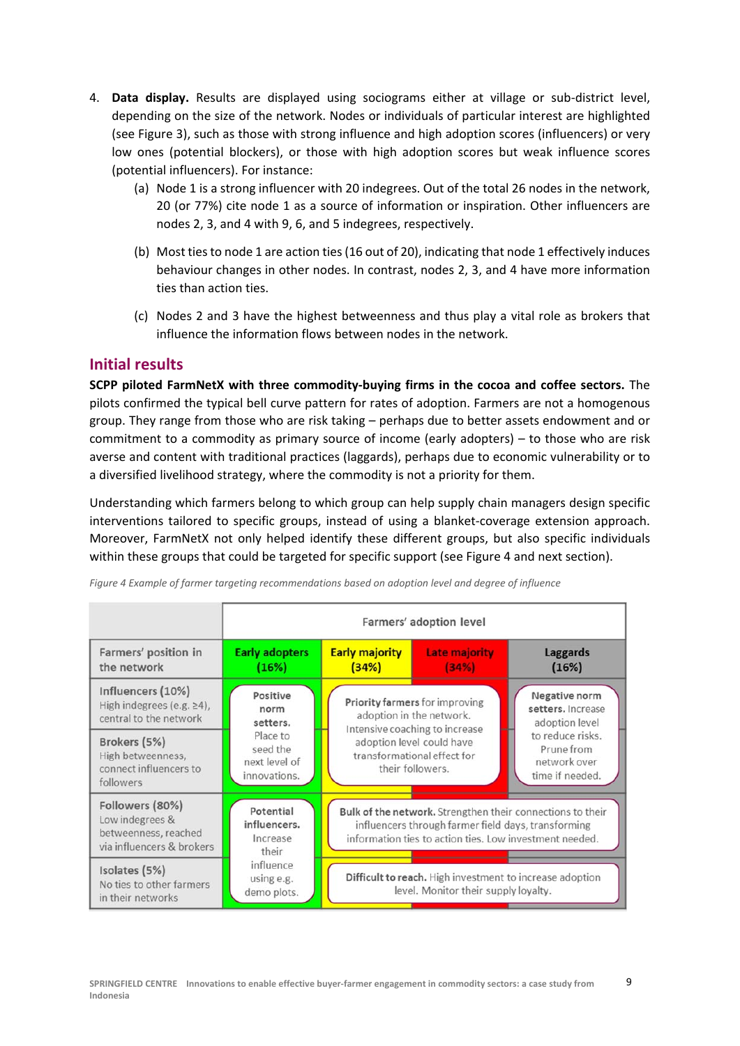4. **Data display.** Results are displayed using sociograms either at village or sub-district level, depending on the size of the network. Nodes or individuals of particular interest are highlighted (see Figure 3), such as those with strong influence and high adoption scores (influencers) or very low ones (potential blockers), or those with high adoption scores but weak influence scores (potential influencers). For instance:
   (a) Node 1 is a strong influencer with 20 indegrees. Out of the total 26 nodes in the network, 20 (or 77%) cite node 1 as a source of information or inspiration. Other influencers are nodes 2, 3, and 4 with 9, 6, and 5 indegrees, respectively.
   (b) Most ties to node 1 are action ties (16 out of 20), indicating that node 1 effectively induces behaviour changes in other nodes. In contrast, nodes 2, 3, and 4 have more information ties than action ties.
   (c) Nodes 2 and 3 have the highest betweenness and thus play a vital role as brokers that influence the information flows between nodes in the network.

## Initial results

**SCPP piloted FarmNetX with three commodity-buying firms in the cocoa and coffee sectors.** The pilots confirmed the typical bell curve pattern for rates of adoption. Farmers are not a homogenous group. They range from those who are risk taking – perhaps due to better assets endowment and or commitment to a commodity as primary source of income (early adopters) – to those who are risk averse and content with traditional practices (laggards), perhaps due to economic vulnerability or to a diversified livelihood strategy, where the commodity is not a priority for them.

Understanding which farmers belong to which group can help supply chain managers design specific interventions tailored to specific groups, instead of using a blanket-coverage extension approach. Moreover, FarmNetX not only helped identify these different groups, but also specific individuals within these groups that could be targeted for specific support (see Figure 4 and next section).

*Figure 4 Example of farmer targeting recommendations based on adoption level and degree of influence*

| | Farmers' adoption level | | | |
|---|---|---|---|---|
| **Farmers' position in the network** | **Early adopters (16%)** | **Early majority (34%)** | **Late majority (34%)** | **Laggards (16%)** |
| **Influencers (10%)** High indegrees (e.g. ≥4), central to the network | **Positive norm setters.** Place to seed the next level of innovations. | **Priority farmers** for improving adoption level in the network. Intensive coaching to increase adoption level could have transformational effect for their followers. | | **Negative norm setters.** Increase adoption level to reduce risks. Prune from network over time if needed. |
| **Brokers (5%)** High betweenness, connect influencers to followers | | | | |
| **Followers (80%)** Low indegrees & betweenness, reached via influencers & brokers | **Potential influencers.** Increase their influence using e.g. demo plots. | **Bulk of the network.** Strengthen their connections to their influencers through farmer field days, transforming information ties to action ties. Low investment needed. | | |
| **Isolates (5%)** No ties to other farmers in their networks | | **Difficult to reach.** High investment to increase adoption level. Monitor their supply loyalty. | | |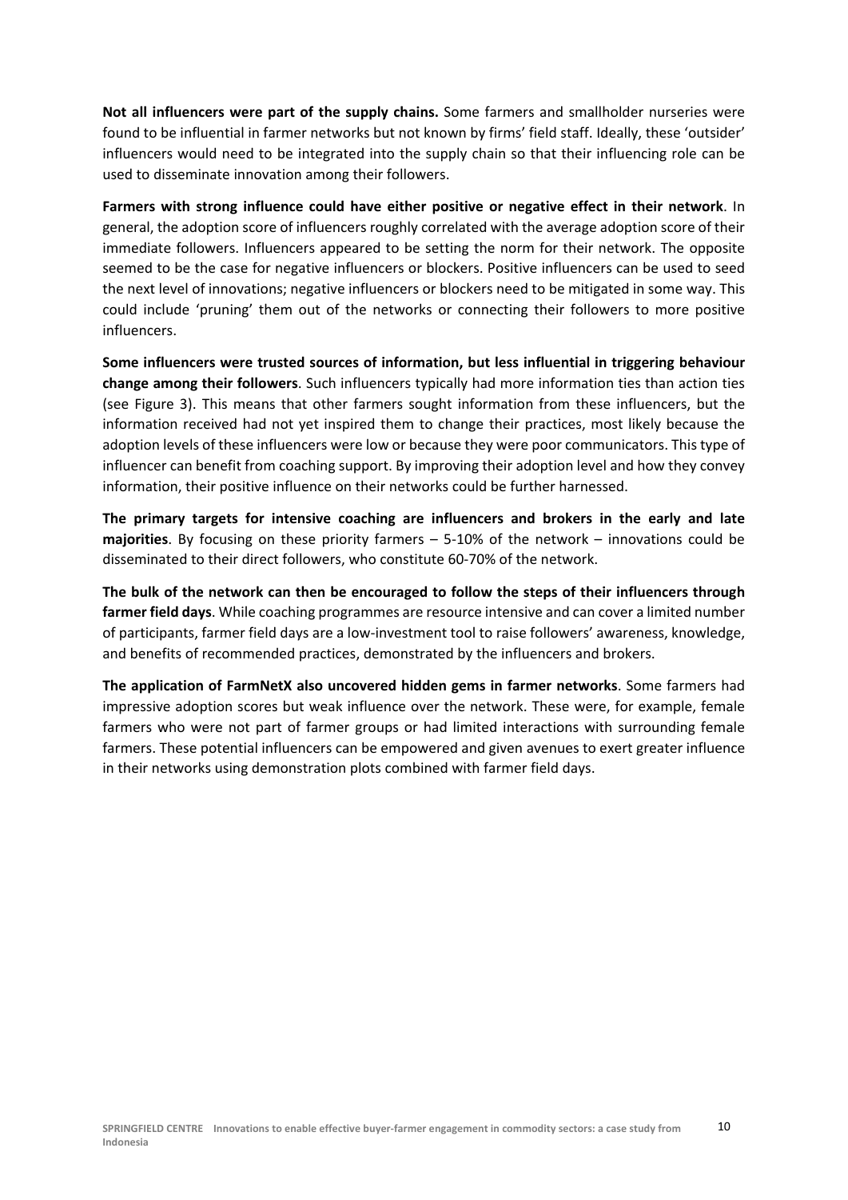**Not all influencers were part of the supply chains.** Some farmers and smallholder nurseries were found to be influential in farmer networks but not known by firms' field staff. Ideally, these 'outsider' influencers would need to be integrated into the supply chain so that their influencing role can be used to disseminate innovation among their followers.

**Farmers with strong influence could have either positive or negative effect in their network**. In general, the adoption score of influencers roughly correlated with the average adoption score of their immediate followers. Influencers appeared to be setting the norm for their network. The opposite seemed to be the case for negative influencers or blockers. Positive influencers can be used to seed the next level of innovations; negative influencers or blockers need to be mitigated in some way. This could include 'pruning' them out of the networks or connecting their followers to more positive influencers.

**Some influencers were trusted sources of information, but less influential in triggering behaviour change among their followers**. Such influencers typically had more information ties than action ties (see Figure 3). This means that other farmers sought information from these influencers, but the information received had not yet inspired them to change their practices, most likely because the adoption levels of these influencers were low or because they were poor communicators. This type of influencer can benefit from coaching support. By improving their adoption level and how they convey information, their positive influence on their networks could be further harnessed.

**The primary targets for intensive coaching are influencers and brokers in the early and late majorities**. By focusing on these priority farmers – 5-10% of the network – innovations could be disseminated to their direct followers, who constitute 60-70% of the network.

**The bulk of the network can then be encouraged to follow the steps of their influencers through farmer field days**. While coaching programmes are resource intensive and can cover a limited number of participants, farmer field days are a low-investment tool to raise followers' awareness, knowledge, and benefits of recommended practices, demonstrated by the influencers and brokers.

**The application of FarmNetX also uncovered hidden gems in farmer networks**. Some farmers had impressive adoption scores but weak influence over the network. These were, for example, female farmers who were not part of farmer groups or had limited interactions with surrounding female farmers. These potential influencers can be empowered and given avenues to exert greater influence in their networks using demonstration plots combined with farmer field days.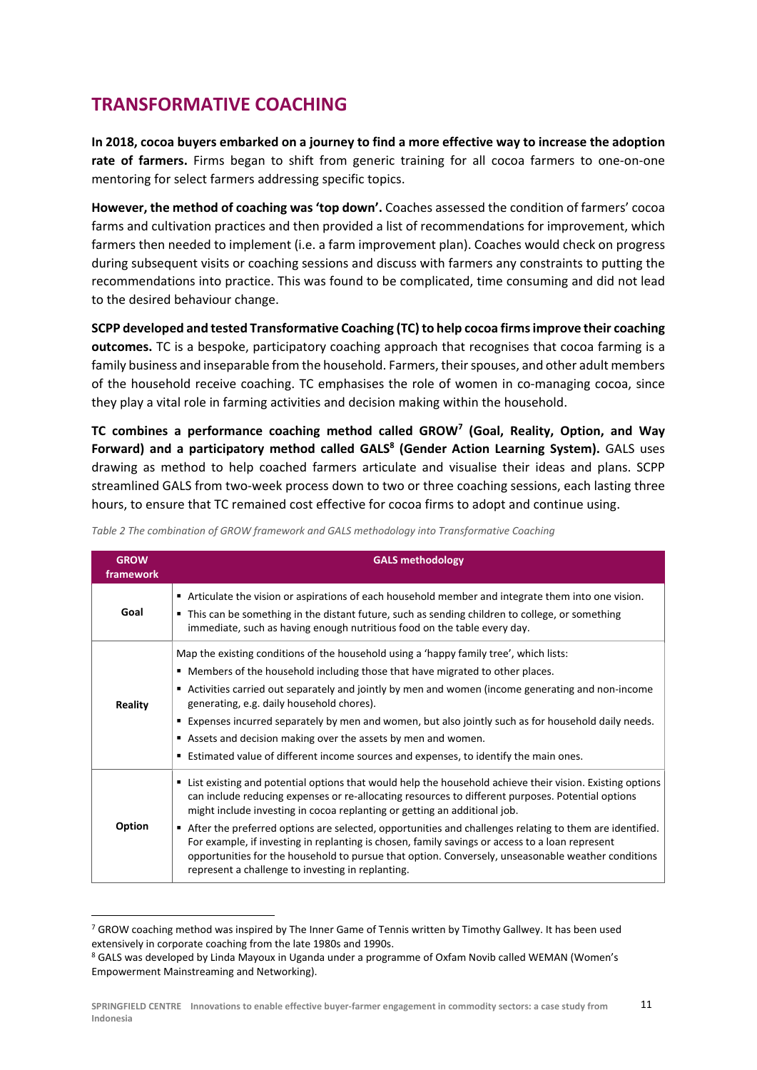## TRANSFORMATIVE COACHING

**In 2018, cocoa buyers embarked on a journey to find a more effective way to increase the adoption rate of farmers.** Firms began to shift from generic training for all cocoa farmers to one-on-one mentoring for select farmers addressing specific topics.

**However, the method of coaching was 'top down'.** Coaches assessed the condition of farmers' cocoa farms and cultivation practices and then provided a list of recommendations for improvement, which farmers then needed to implement (i.e. a farm improvement plan). Coaches would check on progress during subsequent visits or coaching sessions and discuss with farmers any constraints to putting the recommendations into practice. This was found to be complicated, time consuming and did not lead to the desired behaviour change.

**SCPP developed and tested Transformative Coaching (TC) to help cocoa firms improve their coaching outcomes.** TC is a bespoke, participatory coaching approach that recognises that cocoa farming is a family business and inseparable from the household. Farmers, their spouses, and other adult members of the household receive coaching. TC emphasises the role of women in co-managing cocoa, since they play a vital role in farming activities and decision making within the household.

**TC combines a performance coaching method called GROW[7] (Goal, Reality, Option, and Way Forward) and a participatory method called GALS[8] (Gender Action Learning System).** GALS uses drawing as method to help coached farmers articulate and visualise their ideas and plans. SCPP streamlined GALS from two-week process down to two or three coaching sessions, each lasting three hours, to ensure that TC remained cost effective for cocoa firms to adopt and continue using.

*Table 2 The combination of GROW framework and GALS methodology into Transformative Coaching*

| GROW framework | GALS methodology |
|---|---|
| Goal | ▪ Articulate the vision or aspirations of each household member and integrate them into one vision.<br>▪ This can be something in the distant future, such as sending children to college, or something immediate, such as having enough nutritious food on the table every day. |
| Reality | Map the existing conditions of the household using a 'happy family tree', which lists:<br>▪ Members of the household including those that have migrated to other places.<br>▪ Activities carried out separately and jointly by men and women (income generating and non-income generating, e.g. daily household chores).<br>▪ Expenses incurred separately by men and women, but also jointly such as for household daily needs.<br>▪ Assets and decision making over the assets by men and women.<br>▪ Estimated value of different income sources and expenses, to identify the main ones. |
| Option | ▪ List existing and potential options that would help the household achieve their vision. Existing options can include reducing expenses or re-allocating resources to different purposes. Potential options might include investing in cocoa replanting or getting an additional job.<br>▪ After the preferred options are selected, opportunities and challenges relating to them are identified. For example, if investing in replanting is chosen, family savings or access to a loan represent opportunities for the household to pursue that option. Conversely, unseasonable weather conditions represent a challenge to investing in replanting. |

[7] GROW coaching method was inspired by The Inner Game of Tennis written by Timothy Gallwey. It has been used extensively in corporate coaching from the late 1980s and 1990s.

[8] GALS was developed by Linda Mayoux in Uganda under a programme of Oxfam Novib called WEMAN (Women's Empowerment Mainstreaming and Networking).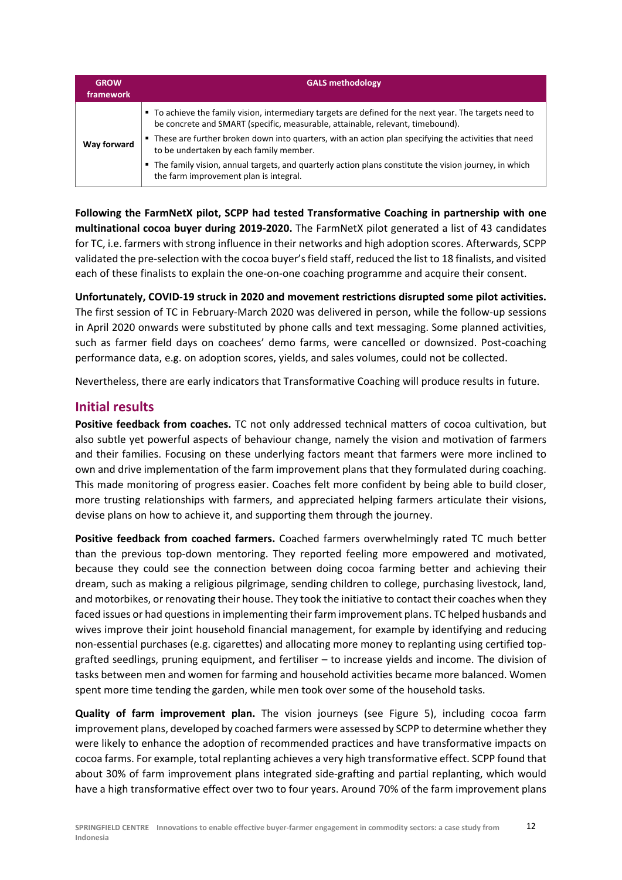| GROW framework | GALS methodology |
|---|---|
| Way forward | ▪ To achieve the family vision, intermediary targets are defined for the next year. The targets need to be concrete and SMART (specific, measurable, attainable, relevant, timebound).<br>▪ These are further broken down into quarters, with an action plan specifying the activities that need to be undertaken by each family member.<br>▪ The family vision, annual targets, and quarterly action plans constitute the vision journey, in which the farm improvement plan is integral. |

**Following the FarmNetX pilot, SCPP had tested Transformative Coaching in partnership with one multinational cocoa buyer during 2019-2020.** The FarmNetX pilot generated a list of 43 candidates for TC, i.e. farmers with strong influence in their networks and high adoption scores. Afterwards, SCPP validated the pre-selection with the cocoa buyer's field staff, reduced the list to 18 finalists, and visited each of these finalists to explain the one-on-one coaching programme and acquire their consent.

**Unfortunately, COVID-19 struck in 2020 and movement restrictions disrupted some pilot activities.** The first session of TC in February-March 2020 was delivered in person, while the follow-up sessions in April 2020 onwards were substituted by phone calls and text messaging. Some planned activities, such as farmer field days on coachees' demo farms, were cancelled or downsized. Post-coaching performance data, e.g. on adoption scores, yields, and sales volumes, could not be collected.

Nevertheless, there are early indicators that Transformative Coaching will produce results in future.

## Initial results

**Positive feedback from coaches.** TC not only addressed technical matters of cocoa cultivation, but also subtle yet powerful aspects of behaviour change, namely the vision and motivation of farmers and their families. Focusing on these underlying factors meant that farmers were more inclined to own and drive implementation of the farm improvement plans that they formulated during coaching. This made monitoring of progress easier. Coaches felt more confident by being able to build closer, more trusting relationships with farmers, and appreciated helping farmers articulate their visions, devise plans on how to achieve it, and supporting them through the journey.

**Positive feedback from coached farmers.** Coached farmers overwhelmingly rated TC much better than the previous top-down mentoring. They reported feeling more empowered and motivated, because they could see the connection between doing cocoa farming better and achieving their dream, such as making a religious pilgrimage, sending children to college, purchasing livestock, land, and motorbikes, or renovating their house. They took the initiative to contact their coaches when they faced issues or had questions in implementing their farm improvement plans. TC helped husbands and wives improve their joint household financial management, for example by identifying and reducing non-essential purchases (e.g. cigarettes) and allocating more money to replanting using certified top-grafted seedlings, pruning equipment, and fertiliser – to increase yields and income. The division of tasks between men and women for farming and household activities became more balanced. Women spent more time tending the garden, while men took over some of the household tasks.

**Quality of farm improvement plan.** The vision journeys (see Figure 5), including cocoa farm improvement plans, developed by coached farmers were assessed by SCPP to determine whether they were likely to enhance the adoption of recommended practices and have transformative impacts on cocoa farms. For example, total replanting achieves a very high transformative effect. SCPP found that about 30% of farm improvement plans integrated side-grafting and partial replanting, which would have a high transformative effect over two to four years. Around 70% of the farm improvement plans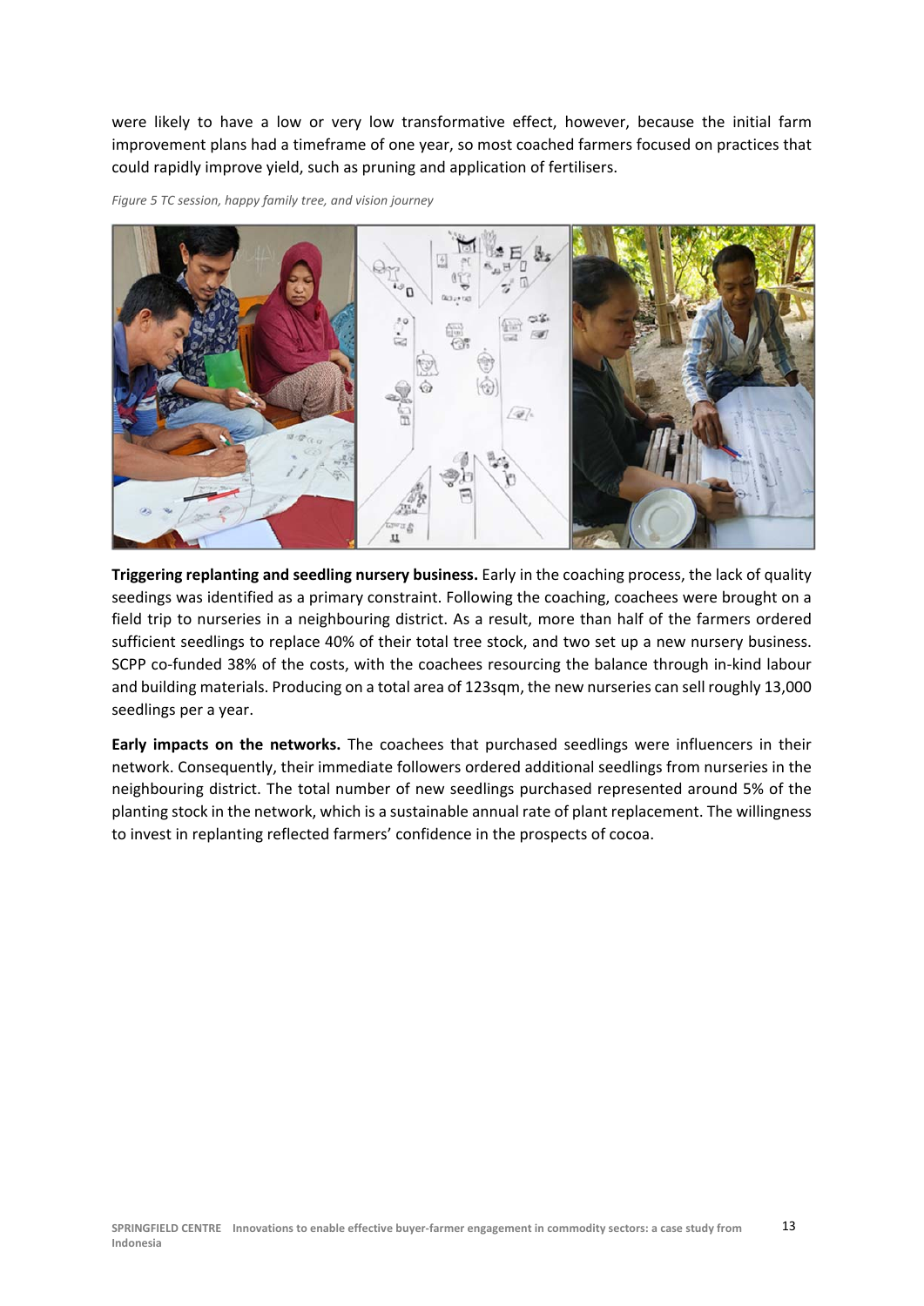were likely to have a low or very low transformative effect, however, because the initial farm improvement plans had a timeframe of one year, so most coached farmers focused on practices that could rapidly improve yield, such as pruning and application of fertilisers.

*Figure 5 TC session, happy family tree, and vision journey*

**Triggering replanting and seedling nursery business.** Early in the coaching process, the lack of quality seedings was identified as a primary constraint. Following the coaching, coachees were brought on a field trip to nurseries in a neighbouring district. As a result, more than half of the farmers ordered sufficient seedlings to replace 40% of their total tree stock, and two set up a new nursery business. SCPP co-funded 38% of the costs, with the coachees resourcing the balance through in-kind labour and building materials. Producing on a total area of 123sqm, the new nurseries can sell roughly 13,000 seedlings per a year.

**Early impacts on the networks.** The coachees that purchased seedlings were influencers in their network. Consequently, their immediate followers ordered additional seedlings from nurseries in the neighbouring district. The total number of new seedlings purchased represented around 5% of the planting stock in the network, which is a sustainable annual rate of plant replacement. The willingness to invest in replanting reflected farmers' confidence in the prospects of cocoa.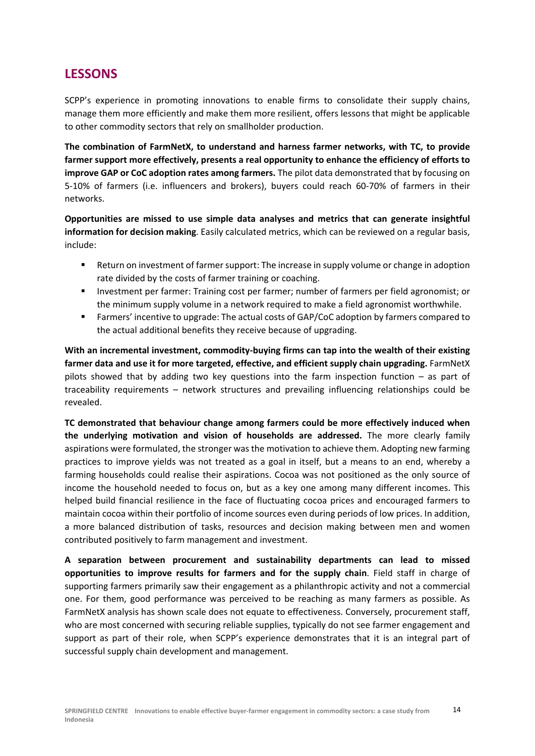## LESSONS

SCPP's experience in promoting innovations to enable firms to consolidate their supply chains, manage them more efficiently and make them more resilient, offers lessons that might be applicable to other commodity sectors that rely on smallholder production.

**The combination of FarmNetX, to understand and harness farmer networks, with TC, to provide farmer support more effectively, presents a real opportunity to enhance the efficiency of efforts to improve GAP or CoC adoption rates among farmers.** The pilot data demonstrated that by focusing on 5-10% of farmers (i.e. influencers and brokers), buyers could reach 60-70% of farmers in their networks.

**Opportunities are missed to use simple data analyses and metrics that can generate insightful information for decision making**. Easily calculated metrics, which can be reviewed on a regular basis, include:

- Return on investment of farmer support: The increase in supply volume or change in adoption rate divided by the costs of farmer training or coaching.
- Investment per farmer: Training cost per farmer; number of farmers per field agronomist; or the minimum supply volume in a network required to make a field agronomist worthwhile.
- Farmers' incentive to upgrade: The actual costs of GAP/CoC adoption by farmers compared to the actual additional benefits they receive because of upgrading.

**With an incremental investment, commodity-buying firms can tap into the wealth of their existing farmer data and use it for more targeted, effective, and efficient supply chain upgrading.** FarmNetX pilots showed that by adding two key questions into the farm inspection function – as part of traceability requirements – network structures and prevailing influencing relationships could be revealed.

**TC demonstrated that behaviour change among farmers could be more effectively induced when the underlying motivation and vision of households are addressed.** The more clearly family aspirations were formulated, the stronger was the motivation to achieve them. Adopting new farming practices to improve yields was not treated as a goal in itself, but a means to an end, whereby a farming households could realise their aspirations. Cocoa was not positioned as the only source of income the household needed to focus on, but as a key one among many different incomes. This helped build financial resilience in the face of fluctuating cocoa prices and encouraged farmers to maintain cocoa within their portfolio of income sources even during periods of low prices. In addition, a more balanced distribution of tasks, resources and decision making between men and women contributed positively to farm management and investment.

**A separation between procurement and sustainability departments can lead to missed opportunities to improve results for farmers and for the supply chain**. Field staff in charge of supporting farmers primarily saw their engagement as a philanthropic activity and not a commercial one. For them, good performance was perceived to be reaching as many farmers as possible. As FarmNetX analysis has shown scale does not equate to effectiveness. Conversely, procurement staff, who are most concerned with securing reliable supplies, typically do not see farmer engagement and support as part of their role, when SCPP's experience demonstrates that it is an integral part of successful supply chain development and management.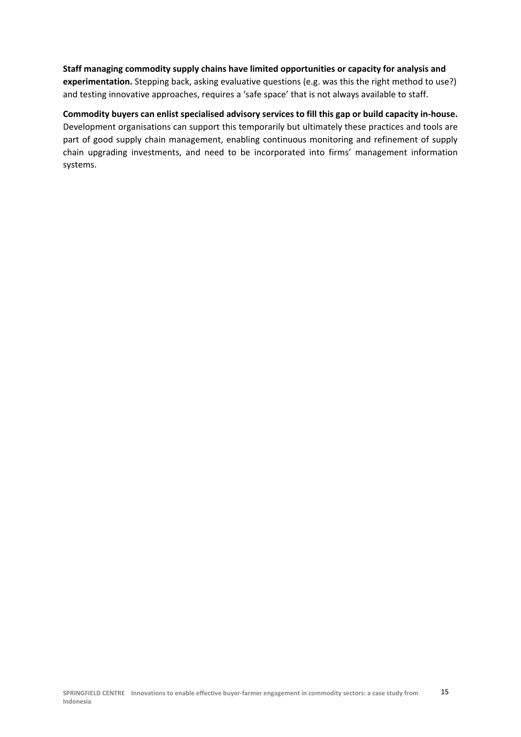**Staff managing commodity supply chains have limited opportunities or capacity for analysis and experimentation.** Stepping back, asking evaluative questions (e.g. was this the right method to use?) and testing innovative approaches, requires a 'safe space' that is not always available to staff.

**Commodity buyers can enlist specialised advisory services to fill this gap or build capacity in-house.** Development organisations can support this temporarily but ultimately these practices and tools are part of good supply chain management, enabling continuous monitoring and refinement of supply chain upgrading investments, and need to be incorporated into firms' management information systems.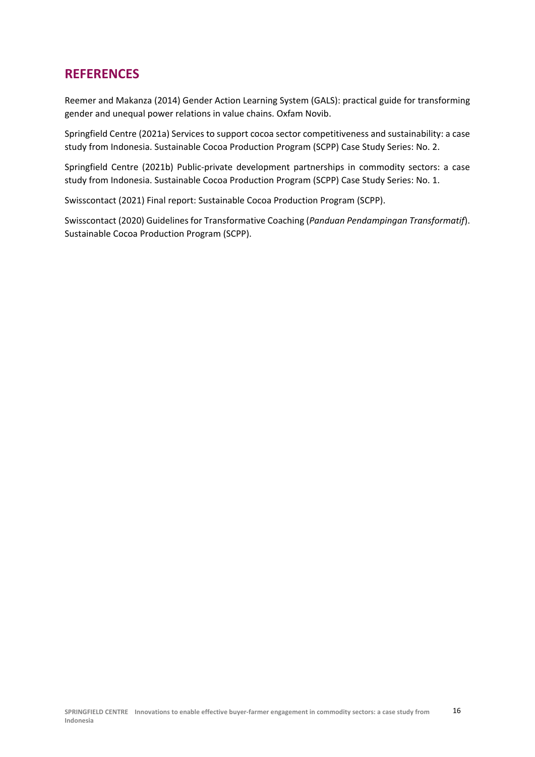## REFERENCES

Reemer and Makanza (2014) Gender Action Learning System (GALS): practical guide for transforming gender and unequal power relations in value chains. Oxfam Novib.

Springfield Centre (2021a) Services to support cocoa sector competitiveness and sustainability: a case study from Indonesia. Sustainable Cocoa Production Program (SCPP) Case Study Series: No. 2.

Springfield Centre (2021b) Public-private development partnerships in commodity sectors: a case study from Indonesia. Sustainable Cocoa Production Program (SCPP) Case Study Series: No. 1.

Swisscontact (2021) Final report: Sustainable Cocoa Production Program (SCPP).

Swisscontact (2020) Guidelines for Transformative Coaching (*Panduan Pendampingan Transformatif*). Sustainable Cocoa Production Program (SCPP).